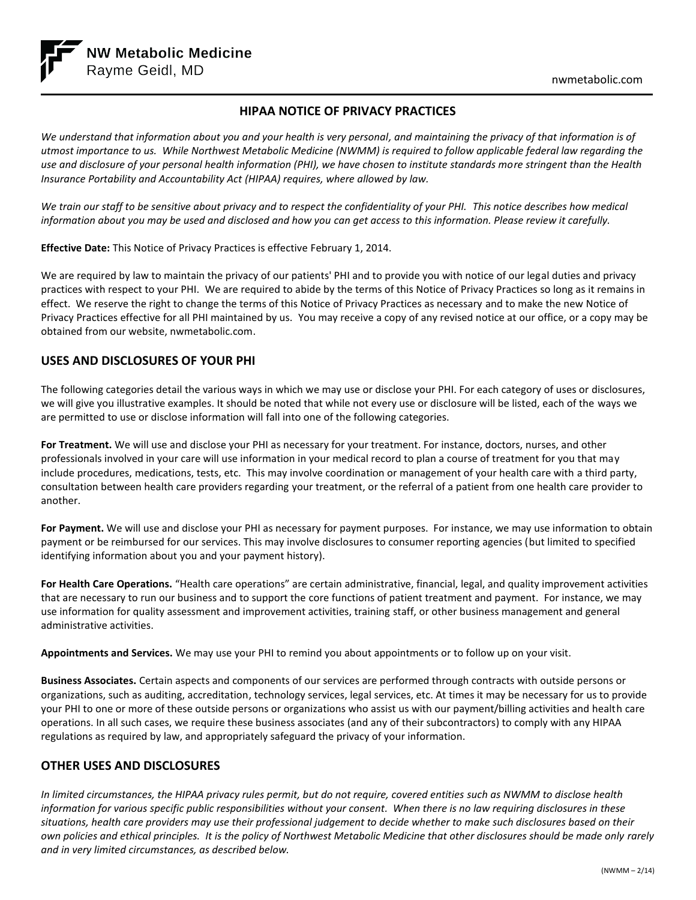**NW Metabolic Medicine**
Rayme Geidl, MD

nwmetabolic.com

# HIPAA NOTICE OF PRIVACY PRACTICES

*We understand that information about you and your health is very personal, and maintaining the privacy of that information is of utmost importance to us. While Northwest Metabolic Medicine (NWMM) is required to follow applicable federal law regarding the use and disclosure of your personal health information (PHI), we have chosen to institute standards more stringent than the Health Insurance Portability and Accountability Act (HIPAA) requires, where allowed by law.*

*We train our staff to be sensitive about privacy and to respect the confidentiality of your PHI. This notice describes how medical information about you may be used and disclosed and how you can get access to this information. Please review it carefully.*

**Effective Date:** This Notice of Privacy Practices is effective February 1, 2014.

We are required by law to maintain the privacy of our patients' PHI and to provide you with notice of our legal duties and privacy practices with respect to your PHI. We are required to abide by the terms of this Notice of Privacy Practices so long as it remains in effect. We reserve the right to change the terms of this Notice of Privacy Practices as necessary and to make the new Notice of Privacy Practices effective for all PHI maintained by us. You may receive a copy of any revised notice at our office, or a copy may be obtained from our website, nwmetabolic.com.

## USES AND DISCLOSURES OF YOUR PHI

The following categories detail the various ways in which we may use or disclose your PHI. For each category of uses or disclosures, we will give you illustrative examples. It should be noted that while not every use or disclosure will be listed, each of the ways we are permitted to use or disclose information will fall into one of the following categories.

**For Treatment.** We will use and disclose your PHI as necessary for your treatment. For instance, doctors, nurses, and other professionals involved in your care will use information in your medical record to plan a course of treatment for you that may include procedures, medications, tests, etc. This may involve coordination or management of your health care with a third party, consultation between health care providers regarding your treatment, or the referral of a patient from one health care provider to another.

**For Payment.** We will use and disclose your PHI as necessary for payment purposes. For instance, we may use information to obtain payment or be reimbursed for our services. This may involve disclosures to consumer reporting agencies (but limited to specified identifying information about you and your payment history).

**For Health Care Operations.** "Health care operations" are certain administrative, financial, legal, and quality improvement activities that are necessary to run our business and to support the core functions of patient treatment and payment. For instance, we may use information for quality assessment and improvement activities, training staff, or other business management and general administrative activities.

**Appointments and Services.** We may use your PHI to remind you about appointments or to follow up on your visit.

**Business Associates.** Certain aspects and components of our services are performed through contracts with outside persons or organizations, such as auditing, accreditation, technology services, legal services, etc. At times it may be necessary for us to provide your PHI to one or more of these outside persons or organizations who assist us with our payment/billing activities and health care operations. In all such cases, we require these business associates (and any of their subcontractors) to comply with any HIPAA regulations as required by law, and appropriately safeguard the privacy of your information.

## OTHER USES AND DISCLOSURES

*In limited circumstances, the HIPAA privacy rules permit, but do not require, covered entities such as NWMM to disclose health information for various specific public responsibilities without your consent. When there is no law requiring disclosures in these situations, health care providers may use their professional judgement to decide whether to make such disclosures based on their own policies and ethical principles. It is the policy of Northwest Metabolic Medicine that other disclosures should be made only rarely and in very limited circumstances, as described below.*

(NWMM – 2/14)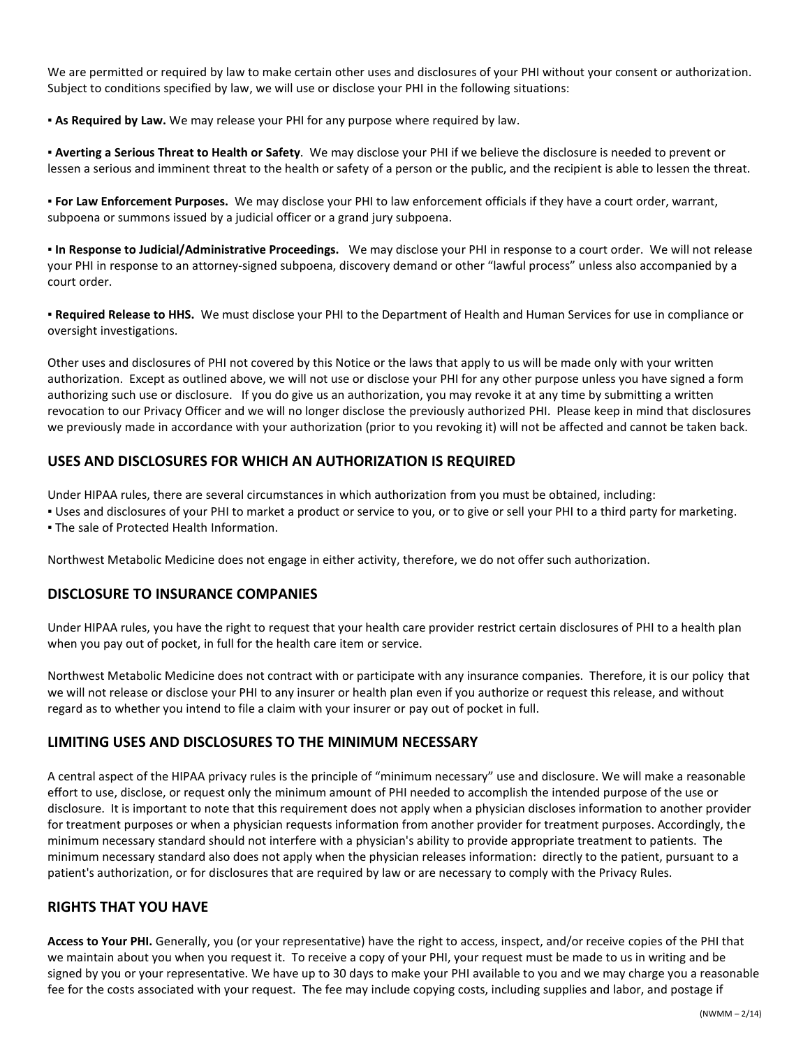We are permitted or required by law to make certain other uses and disclosures of your PHI without your consent or authorization. Subject to conditions specified by law, we will use or disclose your PHI in the following situations:

▪ **As Required by Law.** We may release your PHI for any purpose where required by law.

▪ **Averting a Serious Threat to Health or Safety**. We may disclose your PHI if we believe the disclosure is needed to prevent or lessen a serious and imminent threat to the health or safety of a person or the public, and the recipient is able to lessen the threat.

▪ **For Law Enforcement Purposes.** We may disclose your PHI to law enforcement officials if they have a court order, warrant, subpoena or summons issued by a judicial officer or a grand jury subpoena.

▪ **In Response to Judicial/Administrative Proceedings.** We may disclose your PHI in response to a court order. We will not release your PHI in response to an attorney-signed subpoena, discovery demand or other "lawful process" unless also accompanied by a court order.

▪ **Required Release to HHS.** We must disclose your PHI to the Department of Health and Human Services for use in compliance or oversight investigations.

Other uses and disclosures of PHI not covered by this Notice or the laws that apply to us will be made only with your written authorization. Except as outlined above, we will not use or disclose your PHI for any other purpose unless you have signed a form authorizing such use or disclosure. If you do give us an authorization, you may revoke it at any time by submitting a written revocation to our Privacy Officer and we will no longer disclose the previously authorized PHI. Please keep in mind that disclosures we previously made in accordance with your authorization (prior to you revoking it) will not be affected and cannot be taken back.

## USES AND DISCLOSURES FOR WHICH AN AUTHORIZATION IS REQUIRED

Under HIPAA rules, there are several circumstances in which authorization from you must be obtained, including:
▪ Uses and disclosures of your PHI to market a product or service to you, or to give or sell your PHI to a third party for marketing.
▪ The sale of Protected Health Information.

Northwest Metabolic Medicine does not engage in either activity, therefore, we do not offer such authorization.

## DISCLOSURE TO INSURANCE COMPANIES

Under HIPAA rules, you have the right to request that your health care provider restrict certain disclosures of PHI to a health plan when you pay out of pocket, in full for the health care item or service.

Northwest Metabolic Medicine does not contract with or participate with any insurance companies. Therefore, it is our policy that we will not release or disclose your PHI to any insurer or health plan even if you authorize or request this release, and without regard as to whether you intend to file a claim with your insurer or pay out of pocket in full.

## LIMITING USES AND DISCLOSURES TO THE MINIMUM NECESSARY

A central aspect of the HIPAA privacy rules is the principle of "minimum necessary" use and disclosure. We will make a reasonable effort to use, disclose, or request only the minimum amount of PHI needed to accomplish the intended purpose of the use or disclosure. It is important to note that this requirement does not apply when a physician discloses information to another provider for treatment purposes or when a physician requests information from another provider for treatment purposes. Accordingly, the minimum necessary standard should not interfere with a physician's ability to provide appropriate treatment to patients. The minimum necessary standard also does not apply when the physician releases information: directly to the patient, pursuant to a patient's authorization, or for disclosures that are required by law or are necessary to comply with the Privacy Rules.

## RIGHTS THAT YOU HAVE

**Access to Your PHI.** Generally, you (or your representative) have the right to access, inspect, and/or receive copies of the PHI that we maintain about you when you request it. To receive a copy of your PHI, your request must be made to us in writing and be signed by you or your representative. We have up to 30 days to make your PHI available to you and we may charge you a reasonable fee for the costs associated with your request. The fee may include copying costs, including supplies and labor, and postage if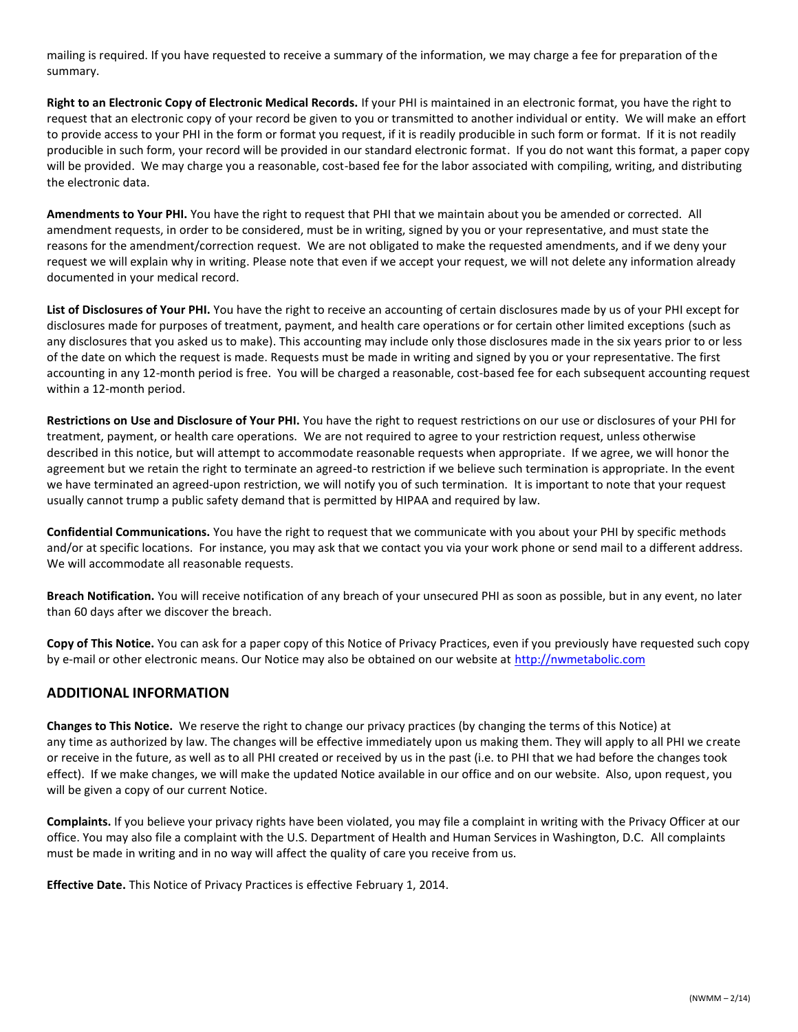mailing is required. If you have requested to receive a summary of the information, we may charge a fee for preparation of the summary.

**Right to an Electronic Copy of Electronic Medical Records.** If your PHI is maintained in an electronic format, you have the right to request that an electronic copy of your record be given to you or transmitted to another individual or entity. We will make an effort to provide access to your PHI in the form or format you request, if it is readily producible in such form or format. If it is not readily producible in such form, your record will be provided in our standard electronic format. If you do not want this format, a paper copy will be provided. We may charge you a reasonable, cost-based fee for the labor associated with compiling, writing, and distributing the electronic data.

**Amendments to Your PHI.** You have the right to request that PHI that we maintain about you be amended or corrected. All amendment requests, in order to be considered, must be in writing, signed by you or your representative, and must state the reasons for the amendment/correction request. We are not obligated to make the requested amendments, and if we deny your request we will explain why in writing. Please note that even if we accept your request, we will not delete any information already documented in your medical record.

**List of Disclosures of Your PHI.** You have the right to receive an accounting of certain disclosures made by us of your PHI except for disclosures made for purposes of treatment, payment, and health care operations or for certain other limited exceptions (such as any disclosures that you asked us to make). This accounting may include only those disclosures made in the six years prior to or less of the date on which the request is made. Requests must be made in writing and signed by you or your representative. The first accounting in any 12-month period is free. You will be charged a reasonable, cost-based fee for each subsequent accounting request within a 12-month period.

**Restrictions on Use and Disclosure of Your PHI.** You have the right to request restrictions on our use or disclosures of your PHI for treatment, payment, or health care operations. We are not required to agree to your restriction request, unless otherwise described in this notice, but will attempt to accommodate reasonable requests when appropriate. If we agree, we will honor the agreement but we retain the right to terminate an agreed-to restriction if we believe such termination is appropriate. In the event we have terminated an agreed-upon restriction, we will notify you of such termination. It is important to note that your request usually cannot trump a public safety demand that is permitted by HIPAA and required by law.

**Confidential Communications.** You have the right to request that we communicate with you about your PHI by specific methods and/or at specific locations. For instance, you may ask that we contact you via your work phone or send mail to a different address. We will accommodate all reasonable requests.

**Breach Notification.** You will receive notification of any breach of your unsecured PHI as soon as possible, but in any event, no later than 60 days after we discover the breach.

**Copy of This Notice.** You can ask for a paper copy of this Notice of Privacy Practices, even if you previously have requested such copy by e-mail or other electronic means. Our Notice may also be obtained on our website at [http://nwmetabolic.com](http://nwmetabolic.com)

## ADDITIONAL INFORMATION

**Changes to This Notice.** We reserve the right to change our privacy practices (by changing the terms of this Notice) at any time as authorized by law. The changes will be effective immediately upon us making them. They will apply to all PHI we create or receive in the future, as well as to all PHI created or received by us in the past (i.e. to PHI that we had before the changes took effect). If we make changes, we will make the updated Notice available in our office and on our website. Also, upon request, you will be given a copy of our current Notice.

**Complaints.** If you believe your privacy rights have been violated, you may file a complaint in writing with the Privacy Officer at our office. You may also file a complaint with the U.S. Department of Health and Human Services in Washington, D.C. All complaints must be made in writing and in no way will affect the quality of care you receive from us.

**Effective Date.** This Notice of Privacy Practices is effective February 1, 2014.

(NWMM – 2/14)